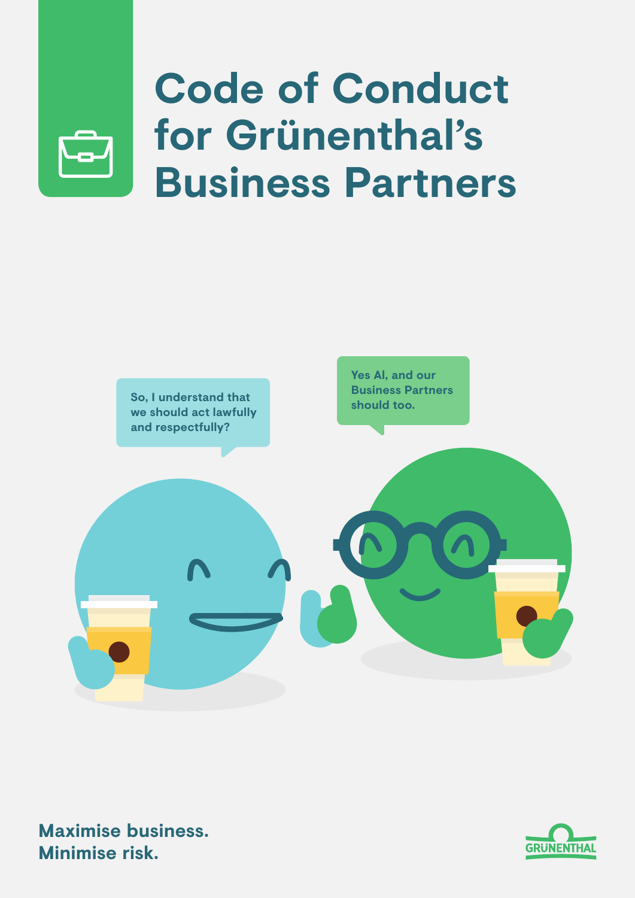# Code of Conduct for Grünenthal's Business Partners

So, I understand that we should act lawfully and respectfully?

Yes Al, and our Business Partners should too.

**Maximise business.**
**Minimise risk.**

GRÜNENTHAL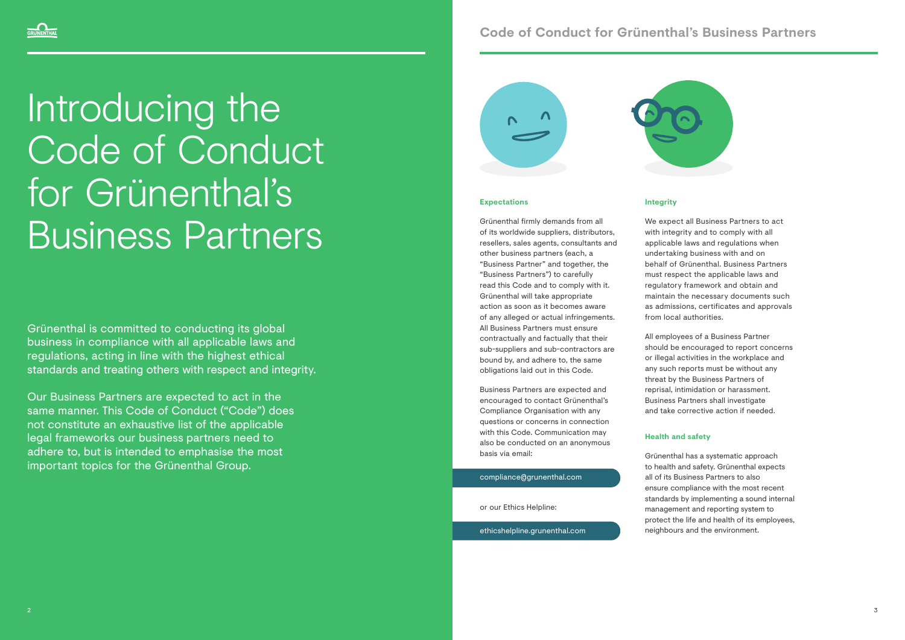# Introducing the Code of Conduct for Grünenthal's Business Partners

Grünenthal is committed to conducting its global business in compliance with all applicable laws and regulations, acting in line with the highest ethical standards and treating others with respect and integrity.

Our Business Partners are expected to act in the same manner. This Code of Conduct ("Code") does not constitute an exhaustive list of the applicable legal frameworks our business partners need to adhere to, but is intended to emphasise the most important topics for the Grünenthal Group.

## Code of Conduct for Grünenthal's Business Partners

### Expectations

Grünenthal firmly demands from all of its worldwide suppliers, distributors, resellers, sales agents, consultants and other business partners (each, a "Business Partner" and together, the "Business Partners") to carefully read this Code and to comply with it. Grünenthal will take appropriate action as soon as it becomes aware of any alleged or actual infringements. All Business Partners must ensure contractually and factually that their sub-suppliers and sub-contractors are bound by, and adhere to, the same obligations laid out in this Code.

Business Partners are expected and encouraged to contact Grünenthal's Compliance Organisation with any questions or concerns in connection with this Code. Communication may also be conducted on an anonymous basis via email:

compliance@grunenthal.com

or our Ethics Helpline:

ethicshelpline.grunenthal.com

### Integrity

We expect all Business Partners to act with integrity and to comply with all applicable laws and regulations when undertaking business with and on behalf of Grünenthal. Business Partners must respect the applicable laws and regulatory framework and obtain and maintain the necessary documents such as admissions, certificates and approvals from local authorities.

All employees of a Business Partner should be encouraged to report concerns or illegal activities in the workplace and any such reports must be without any threat by the Business Partners of reprisal, intimidation or harassment. Business Partners shall investigate and take corrective action if needed.

### Health and safety

Grünenthal has a systematic approach to health and safety. Grünenthal expects all of its Business Partners to also ensure compliance with the most recent standards by implementing a sound internal management and reporting system to protect the life and health of its employees, neighbours and the environment.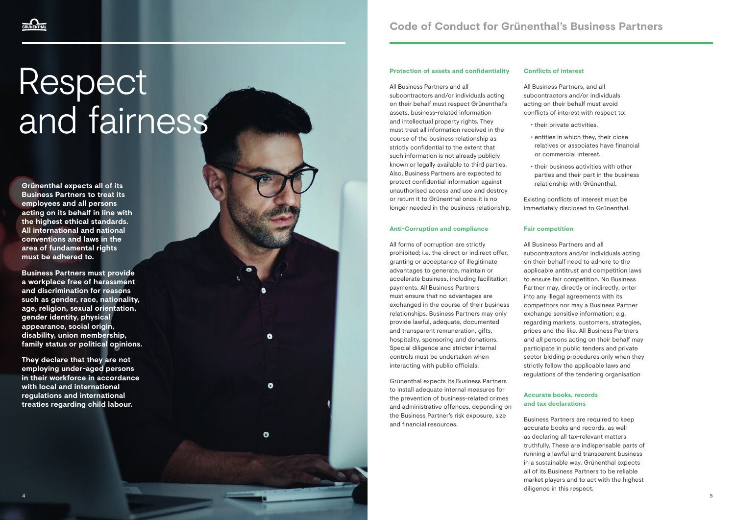# Respect and fairness

**Grünenthal expects all of its Business Partners to treat its employees and all persons acting on its behalf in line with the highest ethical standards. All international and national conventions and laws in the area of fundamental rights must be adhered to.**

**Business Partners must provide a workplace free of harassment and discrimination for reasons such as gender, race, nationality, age, religion, sexual orientation, gender identity, physical appearance, social origin, disability, union membership, family status or political opinions.**

**They declare that they are not employing under-aged persons in their workforce in accordance with local and international regulations and international treaties regarding child labour.**

## Code of Conduct for Grünenthal's Business Partners

### Protection of assets and confidentiality

All Business Partners and all subcontractors and/or individuals acting on their behalf must respect Grünenthal's assets, business-related information and intellectual property rights. They must treat all information received in the course of the business relationship as strictly confidential to the extent that such information is not already publicly known or legally available to third parties. Also, Business Partners are expected to protect confidential information against unauthorised access and use and destroy or return it to Grünenthal once it is no longer needed in the business relationship.

### Anti-Corruption and compliance

All forms of corruption are strictly prohibited; i.e. the direct or indirect offer, granting or acceptance of illegitimate advantages to generate, maintain or accelerate business, including facilitation payments. All Business Partners must ensure that no advantages are exchanged in the course of their business relationships. Business Partners may only provide lawful, adequate, documented and transparent remuneration, gifts, hospitality, sponsoring and donations. Special diligence and stricter internal controls must be undertaken when interacting with public officials.

Grünenthal expects its Business Partners to install adequate internal measures for the prevention of business-related crimes and administrative offences, depending on the Business Partner's risk exposure, size and financial resources.

### Conflicts of interest

All Business Partners, and all subcontractors and/or individuals acting on their behalf must avoid conflicts of interest with respect to:

- their private activities.
- entities in which they, their close relatives or associates have financial or commercial interest.
- their business activities with other parties and their part in the business relationship with Grünenthal.

Existing conflicts of interest must be immediately disclosed to Grünenthal.

### Fair competition

All Business Partners and all subcontractors and/or individuals acting on their behalf need to adhere to the applicable antitrust and competition laws to ensure fair competition. No Business Partner may, directly or indirectly, enter into any illegal agreements with its competitors nor may a Business Partner exchange sensitive information; e.g. regarding markets, customers, strategies, prices and the like. All Business Partners and all persons acting on their behalf may participate in public tenders and private sector bidding procedures only when they strictly follow the applicable laws and regulations of the tendering organisation

### Accurate books, records and tax declarations

Business Partners are required to keep accurate books and records, as well as declaring all tax-relevant matters truthfully. These are indispensable parts of running a lawful and transparent business in a sustainable way. Grünenthal expects all of its Business Partners to be reliable market players and to act with the highest diligence in this respect.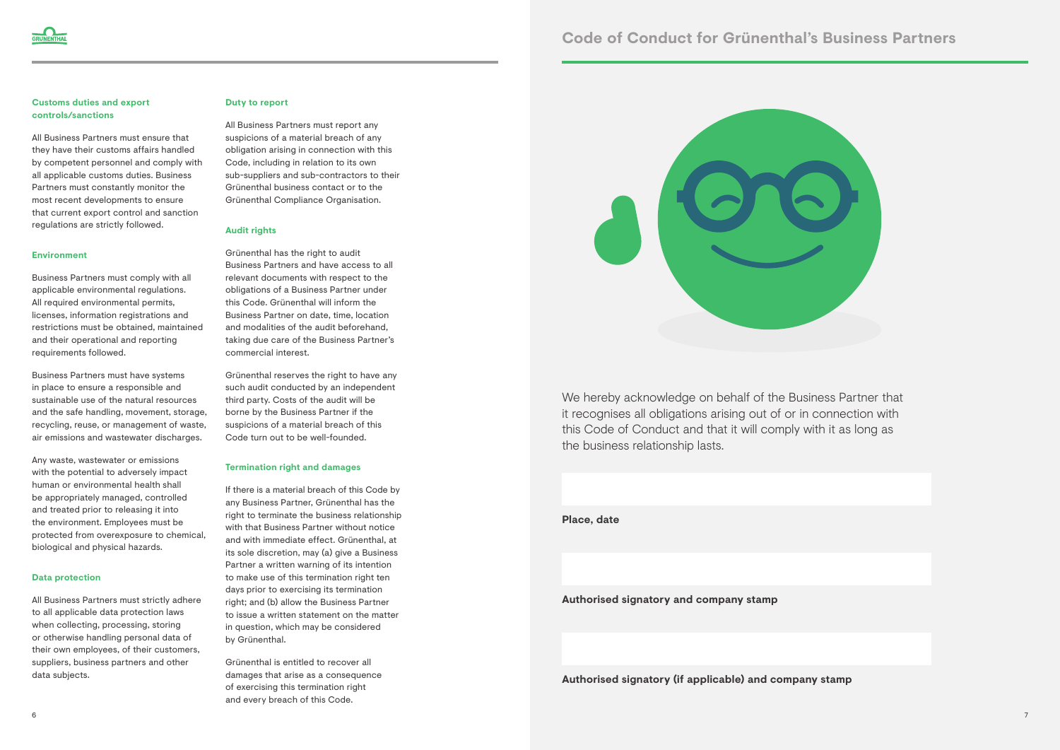### Customs duties and export controls/sanctions

All Business Partners must ensure that they have their customs affairs handled by competent personnel and comply with all applicable customs duties. Business Partners must constantly monitor the most recent developments to ensure that current export control and sanction regulations are strictly followed.

### Environment

Business Partners must comply with all applicable environmental regulations. All required environmental permits, licenses, information registrations and restrictions must be obtained, maintained and their operational and reporting requirements followed.

Business Partners must have systems in place to ensure a responsible and sustainable use of the natural resources and the safe handling, movement, storage, recycling, reuse, or management of waste, air emissions and wastewater discharges.

Any waste, wastewater or emissions with the potential to adversely impact human or environmental health shall be appropriately managed, controlled and treated prior to releasing it into the environment. Employees must be protected from overexposure to chemical, biological and physical hazards.

### Data protection

All Business Partners must strictly adhere to all applicable data protection laws when collecting, processing, storing or otherwise handling personal data of their own employees, of their customers, suppliers, business partners and other data subjects.

### Duty to report

All Business Partners must report any suspicions of a material breach of any obligation arising in connection with this Code, including in relation to its own sub-suppliers and sub-contractors to their Grünenthal business contact or to the Grünenthal Compliance Organisation.

### Audit rights

Grünenthal has the right to audit Business Partners and have access to all relevant documents with respect to the obligations of a Business Partner under this Code. Grünenthal will inform the Business Partner on date, time, location and modalities of the audit beforehand, taking due care of the Business Partner's commercial interest.

Grünenthal reserves the right to have any such audit conducted by an independent third party. Costs of the audit will be borne by the Business Partner if the suspicions of a material breach of this Code turn out to be well-founded.

### Termination right and damages

If there is a material breach of this Code by any Business Partner, Grünenthal has the right to terminate the business relationship with that Business Partner without notice and with immediate effect. Grünenthal, at its sole discretion, may (a) give a Business Partner a written warning of its intention to make use of this termination right ten days prior to exercising its termination right; and (b) allow the Business Partner to issue a written statement on the matter in question, which may be considered by Grünenthal.

Grünenthal is entitled to recover all damages that arise as a consequence of exercising this termination right and every breach of this Code.

## Code of Conduct for Grünenthal's Business Partners

We hereby acknowledge on behalf of the Business Partner that it recognises all obligations arising out of or in connection with this Code of Conduct and that it will comply with it as long as the business relationship lasts.

**Place, date**

**Authorised signatory and company stamp**

**Authorised signatory (if applicable) and company stamp**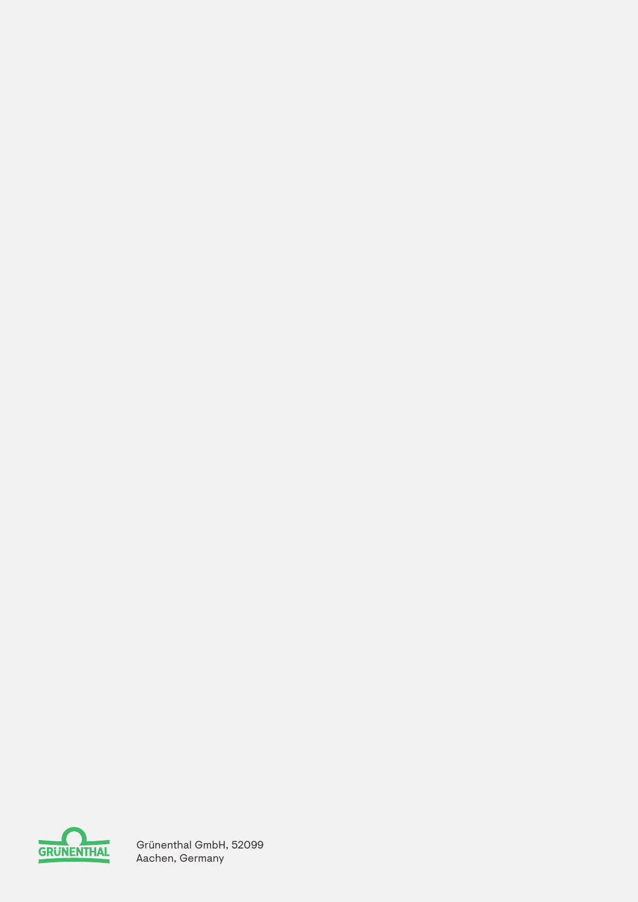GRÜNENTHAL

Grünenthal GmbH, 52099
Aachen, Germany